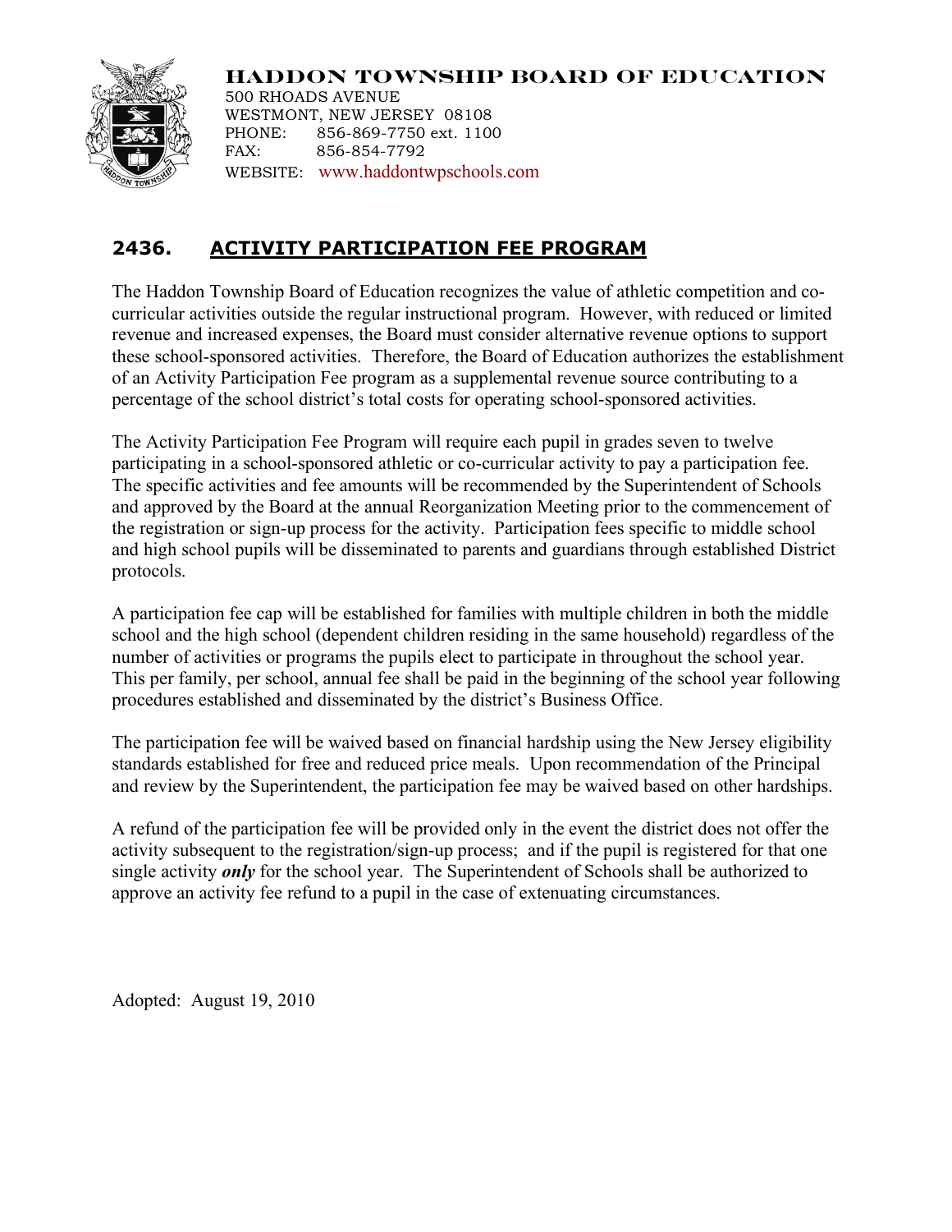**HADDON TOWNSHIP BOARD OF EDUCATION**
500 RHOADS AVENUE
WESTMONT, NEW JERSEY 08108
PHONE: 856-869-7750 ext. 1100
FAX: 856-854-7792
WEBSITE: www.haddontwpschools.com

## 2436. ACTIVITY PARTICIPATION FEE PROGRAM

The Haddon Township Board of Education recognizes the value of athletic competition and co-curricular activities outside the regular instructional program. However, with reduced or limited revenue and increased expenses, the Board must consider alternative revenue options to support these school-sponsored activities. Therefore, the Board of Education authorizes the establishment of an Activity Participation Fee program as a supplemental revenue source contributing to a percentage of the school district's total costs for operating school-sponsored activities.

The Activity Participation Fee Program will require each pupil in grades seven to twelve participating in a school-sponsored athletic or co-curricular activity to pay a participation fee. The specific activities and fee amounts will be recommended by the Superintendent of Schools and approved by the Board at the annual Reorganization Meeting prior to the commencement of the registration or sign-up process for the activity. Participation fees specific to middle school and high school pupils will be disseminated to parents and guardians through established District protocols.

A participation fee cap will be established for families with multiple children in both the middle school and the high school (dependent children residing in the same household) regardless of the number of activities or programs the pupils elect to participate in throughout the school year. This per family, per school, annual fee shall be paid in the beginning of the school year following procedures established and disseminated by the district's Business Office.

The participation fee will be waived based on financial hardship using the New Jersey eligibility standards established for free and reduced price meals. Upon recommendation of the Principal and review by the Superintendent, the participation fee may be waived based on other hardships.

A refund of the participation fee will be provided only in the event the district does not offer the activity subsequent to the registration/sign-up process; and if the pupil is registered for that one single activity ***only*** for the school year. The Superintendent of Schools shall be authorized to approve an activity fee refund to a pupil in the case of extenuating circumstances.

Adopted: August 19, 2010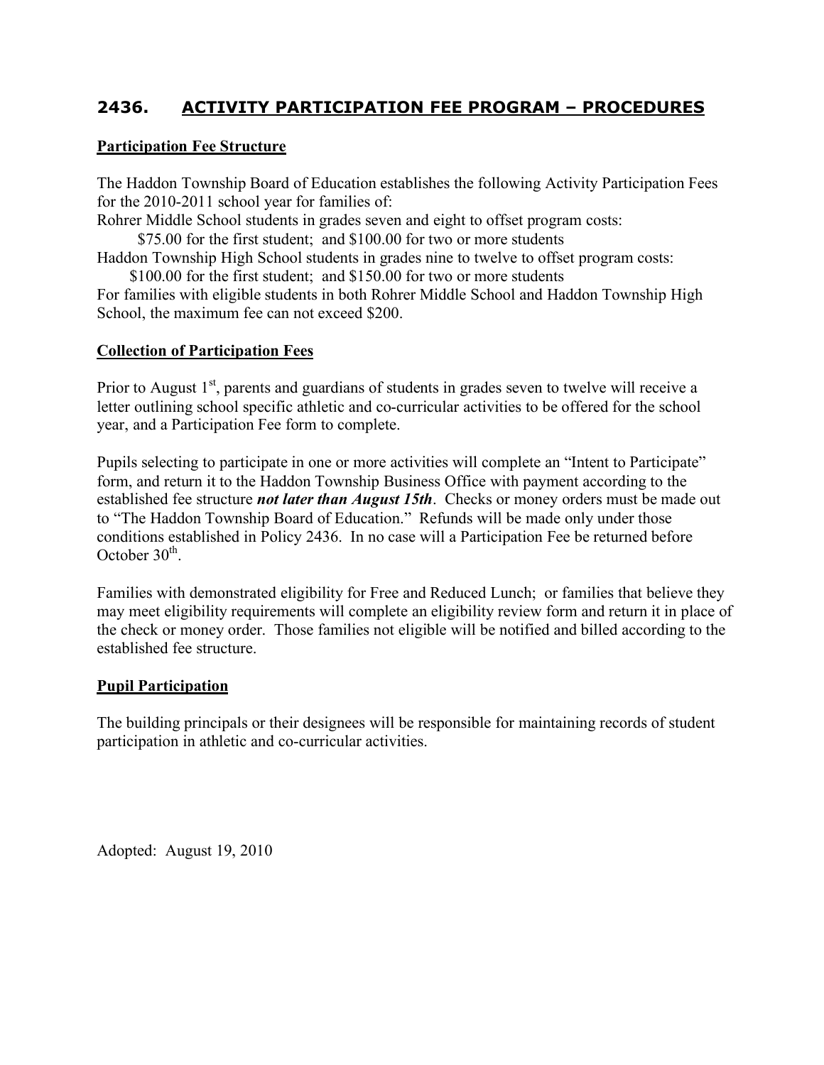## 2436. ACTIVITY PARTICIPATION FEE PROGRAM – PROCEDURES

### Participation Fee Structure

The Haddon Township Board of Education establishes the following Activity Participation Fees for the 2010-2011 school year for families of:

Rohrer Middle School students in grades seven and eight to offset program costs:

$75.00 for the first student; and $100.00 for two or more students

Haddon Township High School students in grades nine to twelve to offset program costs:

$100.00 for the first student; and $150.00 for two or more students

For families with eligible students in both Rohrer Middle School and Haddon Township High School, the maximum fee can not exceed $200.

### Collection of Participation Fees

Prior to August 1st, parents and guardians of students in grades seven to twelve will receive a letter outlining school specific athletic and co-curricular activities to be offered for the school year, and a Participation Fee form to complete.

Pupils selecting to participate in one or more activities will complete an "Intent to Participate" form, and return it to the Haddon Township Business Office with payment according to the established fee structure ***not later than August 15th***. Checks or money orders must be made out to "The Haddon Township Board of Education." Refunds will be made only under those conditions established in Policy 2436. In no case will a Participation Fee be returned before October 30th.

Families with demonstrated eligibility for Free and Reduced Lunch; or families that believe they may meet eligibility requirements will complete an eligibility review form and return it in place of the check or money order. Those families not eligible will be notified and billed according to the established fee structure.

### Pupil Participation

The building principals or their designees will be responsible for maintaining records of student participation in athletic and co-curricular activities.

Adopted: August 19, 2010